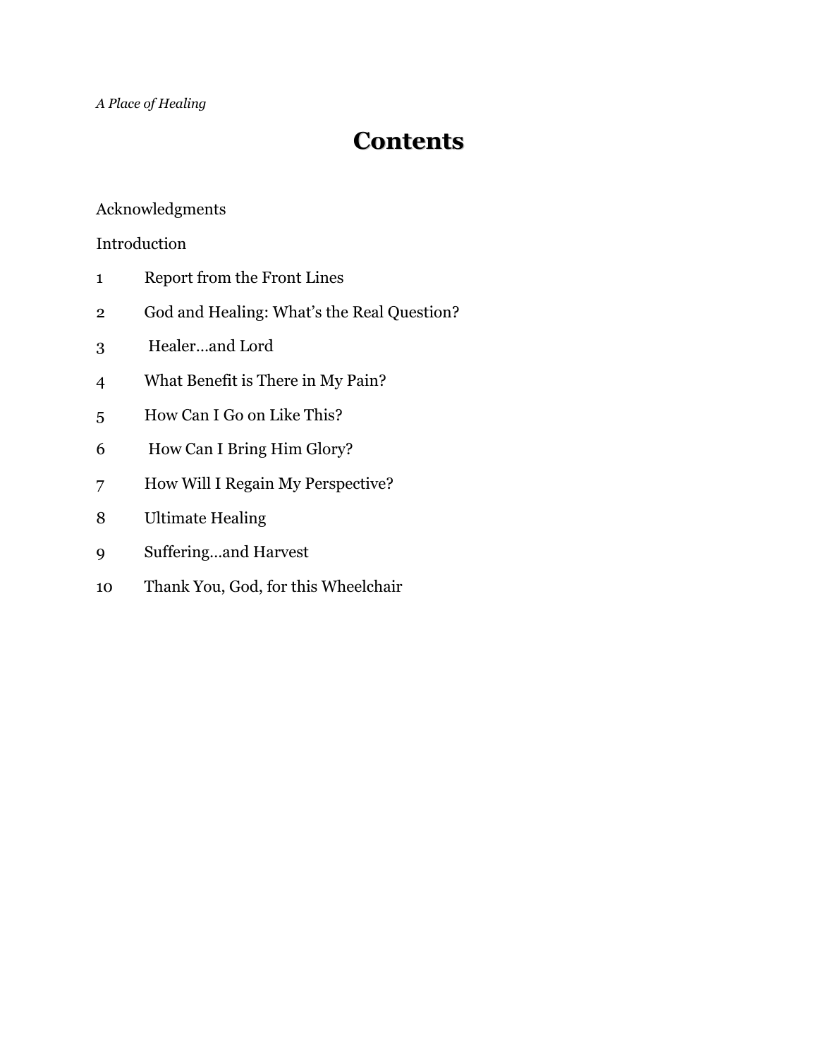# Contents

Acknowledgments

Introduction

1 Report from the Front Lines

2 God and Healing: What's the Real Question?

3 Healer…and Lord

4 What Benefit is There in My Pain?

5 How Can I Go on Like This?

6 How Can I Bring Him Glory?

7 How Will I Regain My Perspective?

8 Ultimate Healing

9 Suffering…and Harvest

10 Thank You, God, for this Wheelchair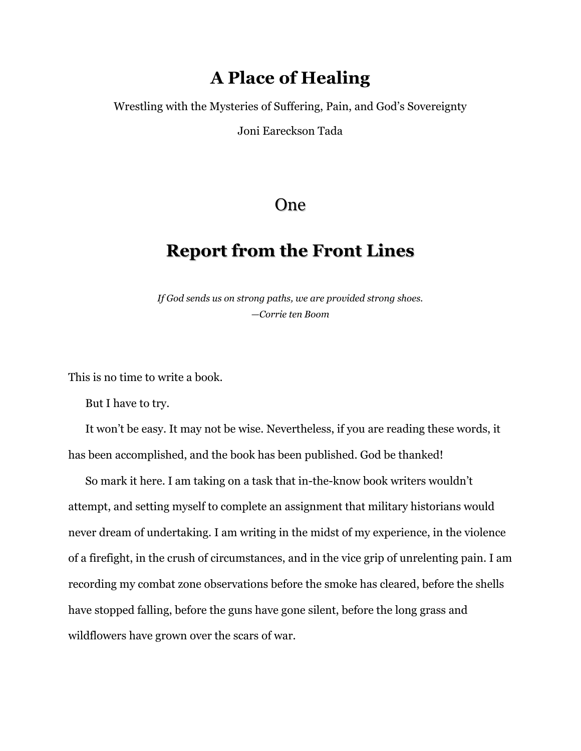# A Place of Healing

Wrestling with the Mysteries of Suffering, Pain, and God's Sovereignty

Joni Eareckson Tada

## One

## Report from the Front Lines

*If God sends us on strong paths, we are provided strong shoes.*
*—Corrie ten Boom*

This is no time to write a book.

But I have to try.

It won't be easy. It may not be wise. Nevertheless, if you are reading these words, it has been accomplished, and the book has been published. God be thanked!

So mark it here. I am taking on a task that in-the-know book writers wouldn't attempt, and setting myself to complete an assignment that military historians would never dream of undertaking. I am writing in the midst of my experience, in the violence of a firefight, in the crush of circumstances, and in the vice grip of unrelenting pain. I am recording my combat zone observations before the smoke has cleared, before the shells have stopped falling, before the guns have gone silent, before the long grass and wildflowers have grown over the scars of war.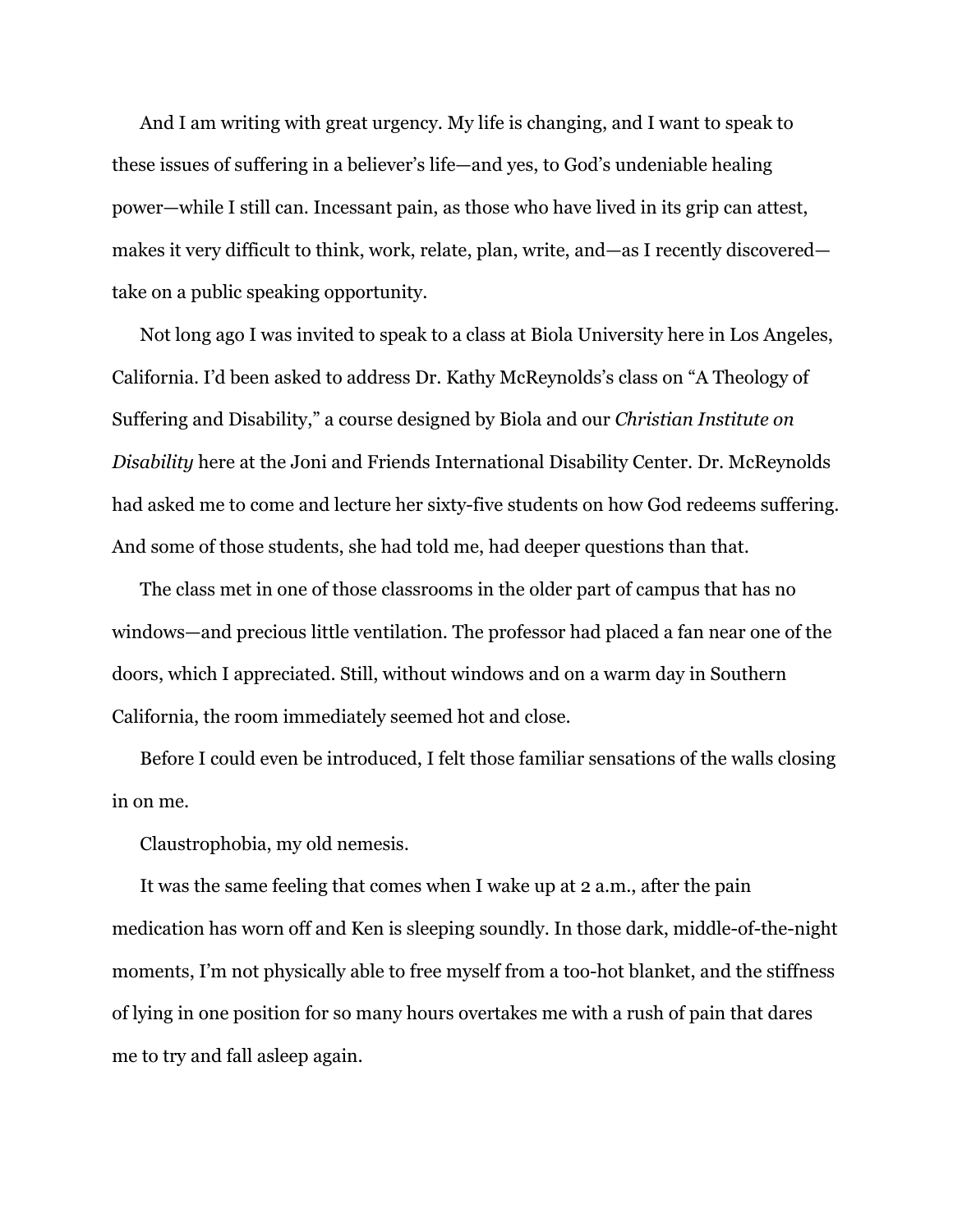And I am writing with great urgency. My life is changing, and I want to speak to these issues of suffering in a believer's life—and yes, to God's undeniable healing power—while I still can. Incessant pain, as those who have lived in its grip can attest, makes it very difficult to think, work, relate, plan, write, and—as I recently discovered—take on a public speaking opportunity.

Not long ago I was invited to speak to a class at Biola University here in Los Angeles, California. I'd been asked to address Dr. Kathy McReynolds's class on "A Theology of Suffering and Disability," a course designed by Biola and our *Christian Institute on Disability* here at the Joni and Friends International Disability Center. Dr. McReynolds had asked me to come and lecture her sixty-five students on how God redeems suffering. And some of those students, she had told me, had deeper questions than that.

The class met in one of those classrooms in the older part of campus that has no windows—and precious little ventilation. The professor had placed a fan near one of the doors, which I appreciated. Still, without windows and on a warm day in Southern California, the room immediately seemed hot and close.

Before I could even be introduced, I felt those familiar sensations of the walls closing in on me.

Claustrophobia, my old nemesis.

It was the same feeling that comes when I wake up at 2 a.m., after the pain medication has worn off and Ken is sleeping soundly. In those dark, middle-of-the-night moments, I'm not physically able to free myself from a too-hot blanket, and the stiffness of lying in one position for so many hours overtakes me with a rush of pain that dares me to try and fall asleep again.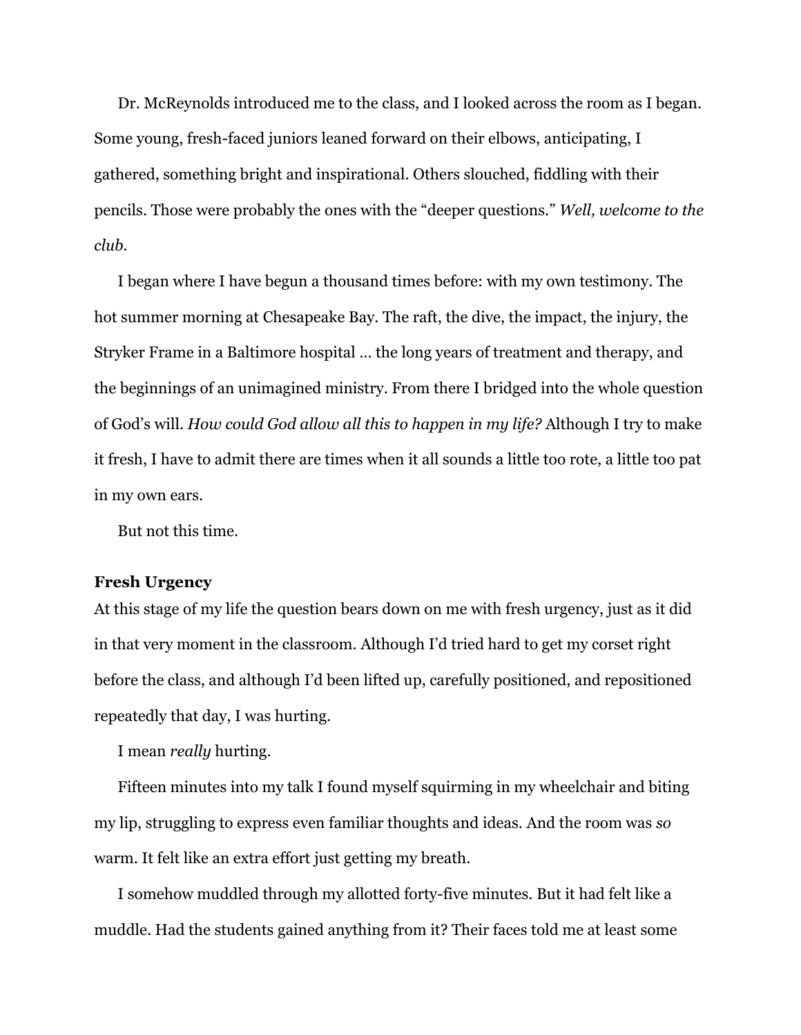Dr. McReynolds introduced me to the class, and I looked across the room as I began. Some young, fresh-faced juniors leaned forward on their elbows, anticipating, I gathered, something bright and inspirational. Others slouched, fiddling with their pencils. Those were probably the ones with the "deeper questions." *Well, welcome to the club*.

I began where I have begun a thousand times before: with my own testimony. The hot summer morning at Chesapeake Bay. The raft, the dive, the impact, the injury, the Stryker Frame in a Baltimore hospital … the long years of treatment and therapy, and the beginnings of an unimagined ministry. From there I bridged into the whole question of God's will. *How could God allow all this to happen in my life?* Although I try to make it fresh, I have to admit there are times when it all sounds a little too rote, a little too pat in my own ears.

But not this time.

### Fresh Urgency

At this stage of my life the question bears down on me with fresh urgency, just as it did in that very moment in the classroom. Although I'd tried hard to get my corset right before the class, and although I'd been lifted up, carefully positioned, and repositioned repeatedly that day, I was hurting.

I mean *really* hurting.

Fifteen minutes into my talk I found myself squirming in my wheelchair and biting my lip, struggling to express even familiar thoughts and ideas. And the room was *so* warm. It felt like an extra effort just getting my breath.

I somehow muddled through my allotted forty-five minutes. But it had felt like a muddle. Had the students gained anything from it? Their faces told me at least some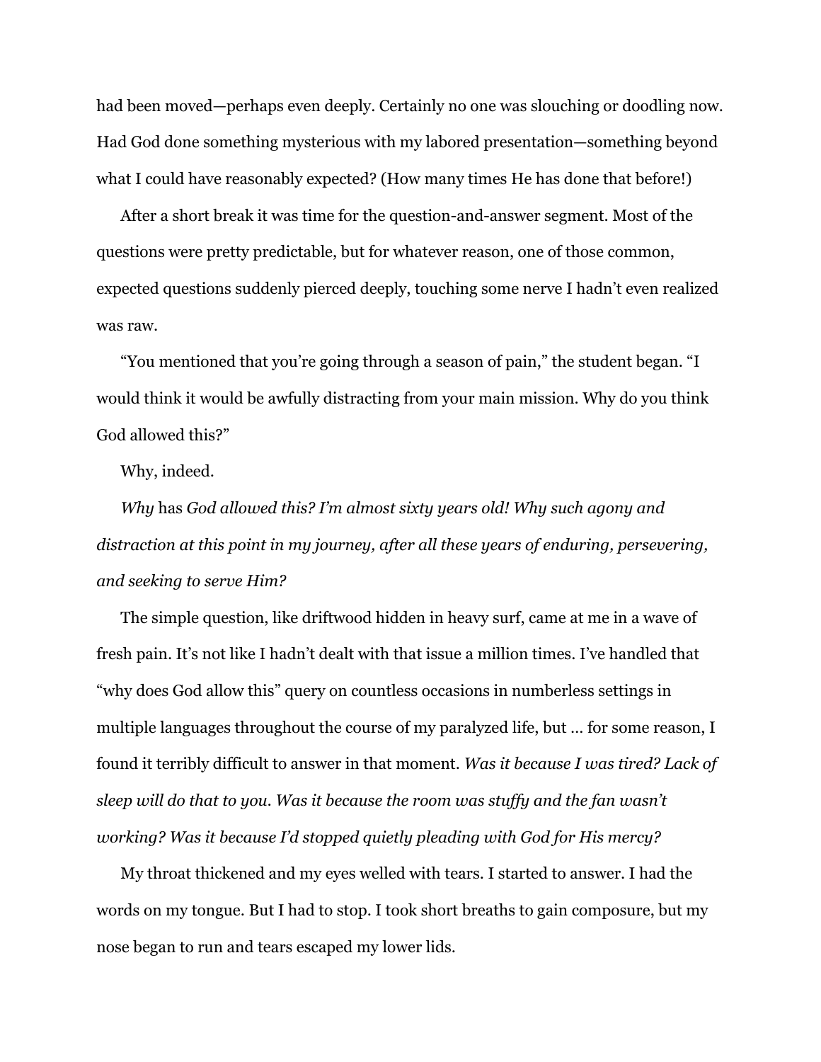had been moved—perhaps even deeply. Certainly no one was slouching or doodling now. Had God done something mysterious with my labored presentation—something beyond what I could have reasonably expected? (How many times He has done that before!)

After a short break it was time for the question-and-answer segment. Most of the questions were pretty predictable, but for whatever reason, one of those common, expected questions suddenly pierced deeply, touching some nerve I hadn't even realized was raw.

"You mentioned that you're going through a season of pain," the student began. "I would think it would be awfully distracting from your main mission. Why do you think God allowed this?"

Why, indeed.

*Why* has *God allowed this? I'm almost sixty years old! Why such agony and distraction at this point in my journey, after all these years of enduring, persevering, and seeking to serve Him?*

The simple question, like driftwood hidden in heavy surf, came at me in a wave of fresh pain. It's not like I hadn't dealt with that issue a million times. I've handled that "why does God allow this" query on countless occasions in numberless settings in multiple languages throughout the course of my paralyzed life, but … for some reason, I found it terribly difficult to answer in that moment. *Was it because I was tired? Lack of sleep will do that to you. Was it because the room was stuffy and the fan wasn't working? Was it because I'd stopped quietly pleading with God for His mercy?*

My throat thickened and my eyes welled with tears. I started to answer. I had the words on my tongue. But I had to stop. I took short breaths to gain composure, but my nose began to run and tears escaped my lower lids.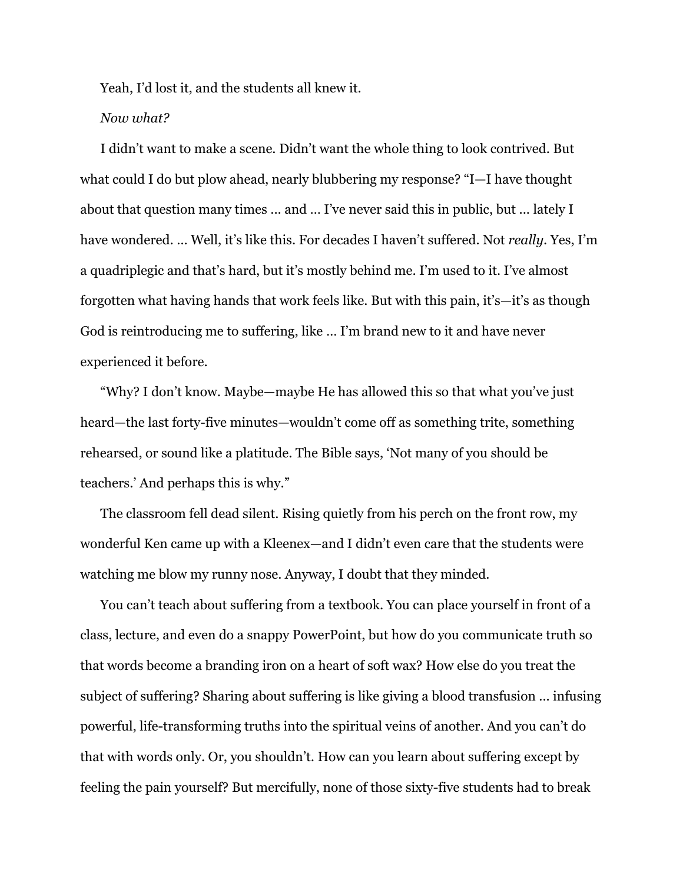Yeah, I'd lost it, and the students all knew it.

*Now what?*

I didn't want to make a scene. Didn't want the whole thing to look contrived. But what could I do but plow ahead, nearly blubbering my response? "I—I have thought about that question many times … and … I've never said this in public, but … lately I have wondered. … Well, it's like this. For decades I haven't suffered. Not *really*. Yes, I'm a quadriplegic and that's hard, but it's mostly behind me. I'm used to it. I've almost forgotten what having hands that work feels like. But with this pain, it's—it's as though God is reintroducing me to suffering, like … I'm brand new to it and have never experienced it before.

"Why? I don't know. Maybe—maybe He has allowed this so that what you've just heard—the last forty-five minutes—wouldn't come off as something trite, something rehearsed, or sound like a platitude. The Bible says, 'Not many of you should be teachers.' And perhaps this is why."

The classroom fell dead silent. Rising quietly from his perch on the front row, my wonderful Ken came up with a Kleenex—and I didn't even care that the students were watching me blow my runny nose. Anyway, I doubt that they minded.

You can't teach about suffering from a textbook. You can place yourself in front of a class, lecture, and even do a snappy PowerPoint, but how do you communicate truth so that words become a branding iron on a heart of soft wax? How else do you treat the subject of suffering? Sharing about suffering is like giving a blood transfusion … infusing powerful, life-transforming truths into the spiritual veins of another. And you can't do that with words only. Or, you shouldn't. How can you learn about suffering except by feeling the pain yourself? But mercifully, none of those sixty-five students had to break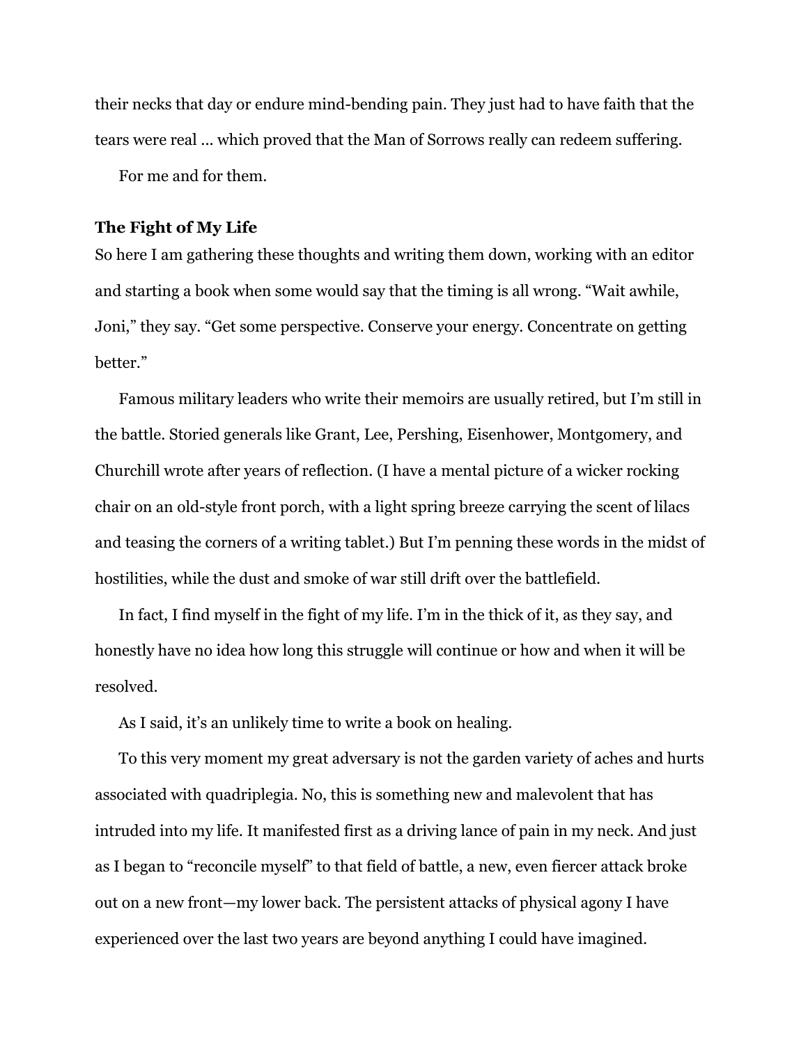their necks that day or endure mind-bending pain. They just had to have faith that the tears were real … which proved that the Man of Sorrows really can redeem suffering.

For me and for them.

**The Fight of My Life**

So here I am gathering these thoughts and writing them down, working with an editor and starting a book when some would say that the timing is all wrong. "Wait awhile, Joni," they say. "Get some perspective. Conserve your energy. Concentrate on getting better."

Famous military leaders who write their memoirs are usually retired, but I'm still in the battle. Storied generals like Grant, Lee, Pershing, Eisenhower, Montgomery, and Churchill wrote after years of reflection. (I have a mental picture of a wicker rocking chair on an old-style front porch, with a light spring breeze carrying the scent of lilacs and teasing the corners of a writing tablet.) But I'm penning these words in the midst of hostilities, while the dust and smoke of war still drift over the battlefield.

In fact, I find myself in the fight of my life. I'm in the thick of it, as they say, and honestly have no idea how long this struggle will continue or how and when it will be resolved.

As I said, it's an unlikely time to write a book on healing.

To this very moment my great adversary is not the garden variety of aches and hurts associated with quadriplegia. No, this is something new and malevolent that has intruded into my life. It manifested first as a driving lance of pain in my neck. And just as I began to "reconcile myself" to that field of battle, a new, even fiercer attack broke out on a new front—my lower back. The persistent attacks of physical agony I have experienced over the last two years are beyond anything I could have imagined.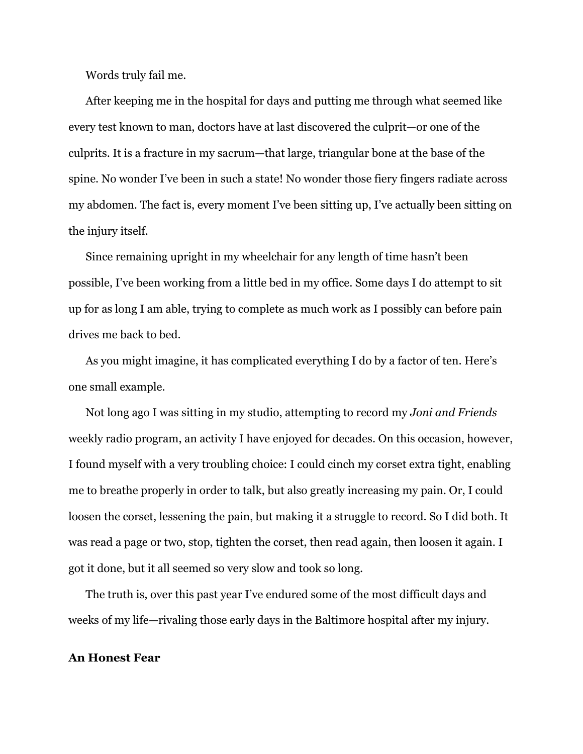Words truly fail me.

After keeping me in the hospital for days and putting me through what seemed like every test known to man, doctors have at last discovered the culprit—or one of the culprits. It is a fracture in my sacrum—that large, triangular bone at the base of the spine. No wonder I've been in such a state! No wonder those fiery fingers radiate across my abdomen. The fact is, every moment I've been sitting up, I've actually been sitting on the injury itself.

Since remaining upright in my wheelchair for any length of time hasn't been possible, I've been working from a little bed in my office. Some days I do attempt to sit up for as long I am able, trying to complete as much work as I possibly can before pain drives me back to bed.

As you might imagine, it has complicated everything I do by a factor of ten. Here's one small example.

Not long ago I was sitting in my studio, attempting to record my *Joni and Friends* weekly radio program, an activity I have enjoyed for decades. On this occasion, however, I found myself with a very troubling choice: I could cinch my corset extra tight, enabling me to breathe properly in order to talk, but also greatly increasing my pain. Or, I could loosen the corset, lessening the pain, but making it a struggle to record. So I did both. It was read a page or two, stop, tighten the corset, then read again, then loosen it again. I got it done, but it all seemed so very slow and took so long.

The truth is, over this past year I've endured some of the most difficult days and weeks of my life—rivaling those early days in the Baltimore hospital after my injury.

**An Honest Fear**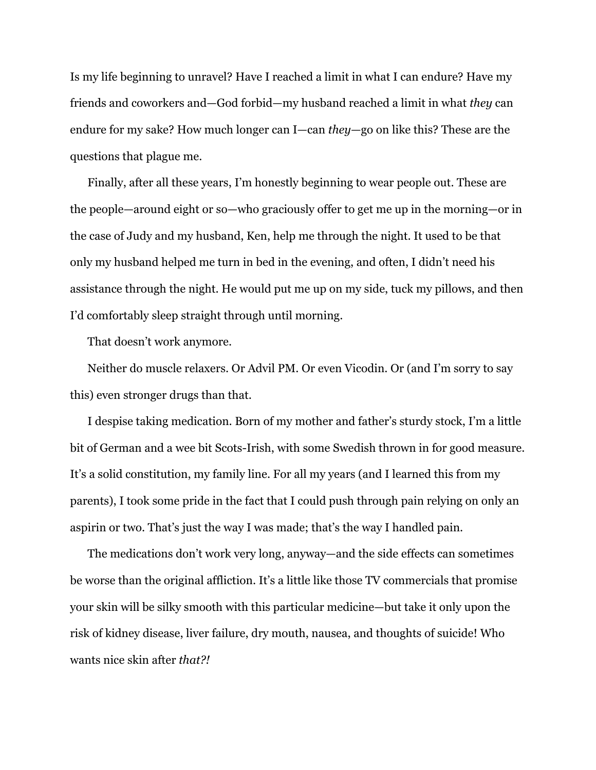Is my life beginning to unravel? Have I reached a limit in what I can endure? Have my friends and coworkers and—God forbid—my husband reached a limit in what *they* can endure for my sake? How much longer can I—can *they*—go on like this? These are the questions that plague me.

Finally, after all these years, I'm honestly beginning to wear people out. These are the people—around eight or so—who graciously offer to get me up in the morning—or in the case of Judy and my husband, Ken, help me through the night. It used to be that only my husband helped me turn in bed in the evening, and often, I didn't need his assistance through the night. He would put me up on my side, tuck my pillows, and then I'd comfortably sleep straight through until morning.

That doesn't work anymore.

Neither do muscle relaxers. Or Advil PM. Or even Vicodin. Or (and I'm sorry to say this) even stronger drugs than that.

I despise taking medication. Born of my mother and father's sturdy stock, I'm a little bit of German and a wee bit Scots-Irish, with some Swedish thrown in for good measure. It's a solid constitution, my family line. For all my years (and I learned this from my parents), I took some pride in the fact that I could push through pain relying on only an aspirin or two. That's just the way I was made; that's the way I handled pain.

The medications don't work very long, anyway—and the side effects can sometimes be worse than the original affliction. It's a little like those TV commercials that promise your skin will be silky smooth with this particular medicine—but take it only upon the risk of kidney disease, liver failure, dry mouth, nausea, and thoughts of suicide! Who wants nice skin after ***that?!***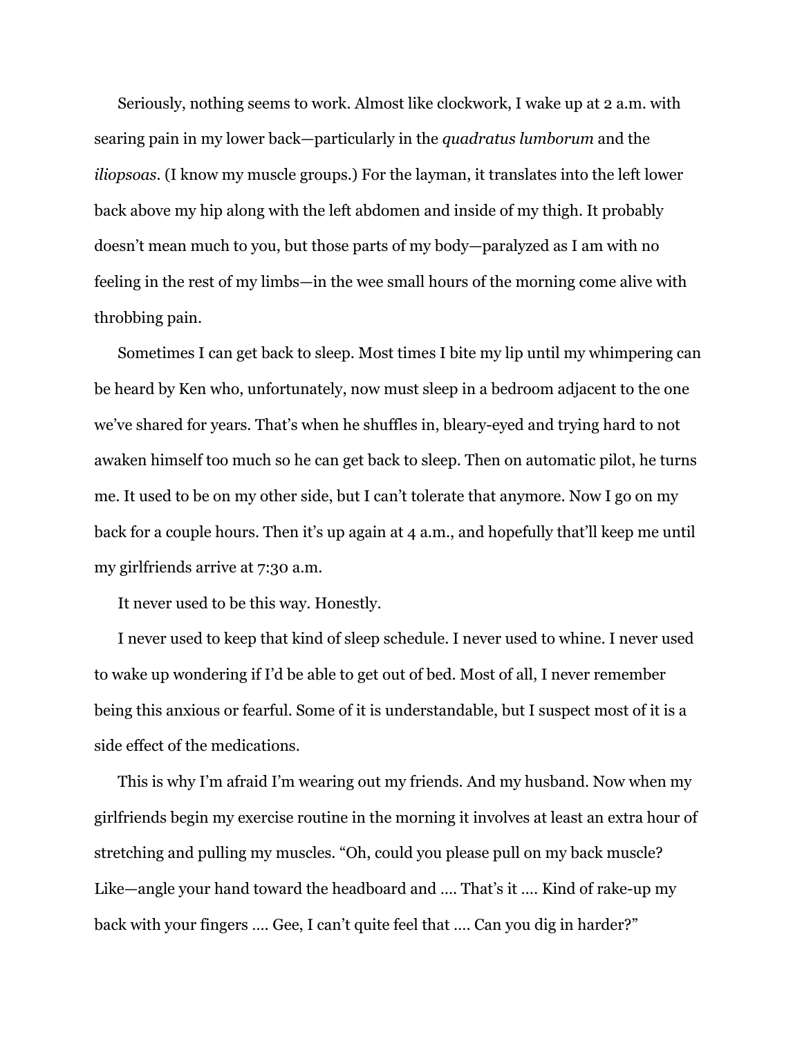Seriously, nothing seems to work. Almost like clockwork, I wake up at 2 a.m. with searing pain in my lower back—particularly in the *quadratus lumborum* and the *iliopsoas*. (I know my muscle groups.) For the layman, it translates into the left lower back above my hip along with the left abdomen and inside of my thigh. It probably doesn't mean much to you, but those parts of my body—paralyzed as I am with no feeling in the rest of my limbs—in the wee small hours of the morning come alive with throbbing pain.

Sometimes I can get back to sleep. Most times I bite my lip until my whimpering can be heard by Ken who, unfortunately, now must sleep in a bedroom adjacent to the one we've shared for years. That's when he shuffles in, bleary-eyed and trying hard to not awaken himself too much so he can get back to sleep. Then on automatic pilot, he turns me. It used to be on my other side, but I can't tolerate that anymore. Now I go on my back for a couple hours. Then it's up again at 4 a.m., and hopefully that'll keep me until my girlfriends arrive at 7:30 a.m.

It never used to be this way. Honestly.

I never used to keep that kind of sleep schedule. I never used to whine. I never used to wake up wondering if I'd be able to get out of bed. Most of all, I never remember being this anxious or fearful. Some of it is understandable, but I suspect most of it is a side effect of the medications.

This is why I'm afraid I'm wearing out my friends. And my husband. Now when my girlfriends begin my exercise routine in the morning it involves at least an extra hour of stretching and pulling my muscles. "Oh, could you please pull on my back muscle? Like—angle your hand toward the headboard and …. That's it …. Kind of rake-up my back with your fingers …. Gee, I can't quite feel that …. Can you dig in harder?"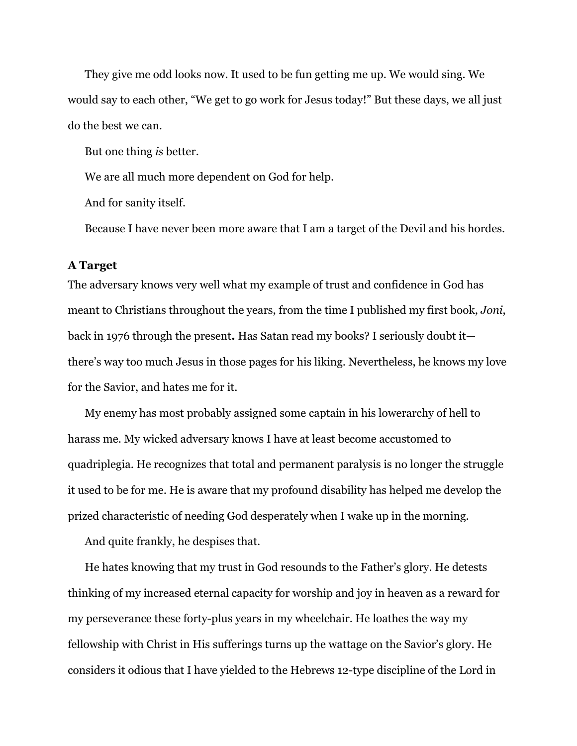They give me odd looks now. It used to be fun getting me up. We would sing. We would say to each other, “We get to go work for Jesus today!” But these days, we all just do the best we can.

But one thing *is* better.

We are all much more dependent on God for help.

And for sanity itself.

Because I have never been more aware that I am a target of the Devil and his hordes.

### A Target

The adversary knows very well what my example of trust and confidence in God has meant to Christians throughout the years, from the time I published my first book, *Joni*, back in 1976 through the present**.** Has Satan read my books? I seriously doubt it—there’s way too much Jesus in those pages for his liking. Nevertheless, he knows my love for the Savior, and hates me for it.

My enemy has most probably assigned some captain in his lowerarchy of hell to harass me. My wicked adversary knows I have at least become accustomed to quadriplegia. He recognizes that total and permanent paralysis is no longer the struggle it used to be for me. He is aware that my profound disability has helped me develop the prized characteristic of needing God desperately when I wake up in the morning.

And quite frankly, he despises that.

He hates knowing that my trust in God resounds to the Father’s glory. He detests thinking of my increased eternal capacity for worship and joy in heaven as a reward for my perseverance these forty-plus years in my wheelchair. He loathes the way my fellowship with Christ in His sufferings turns up the wattage on the Savior’s glory. He considers it odious that I have yielded to the Hebrews 12-type discipline of the Lord in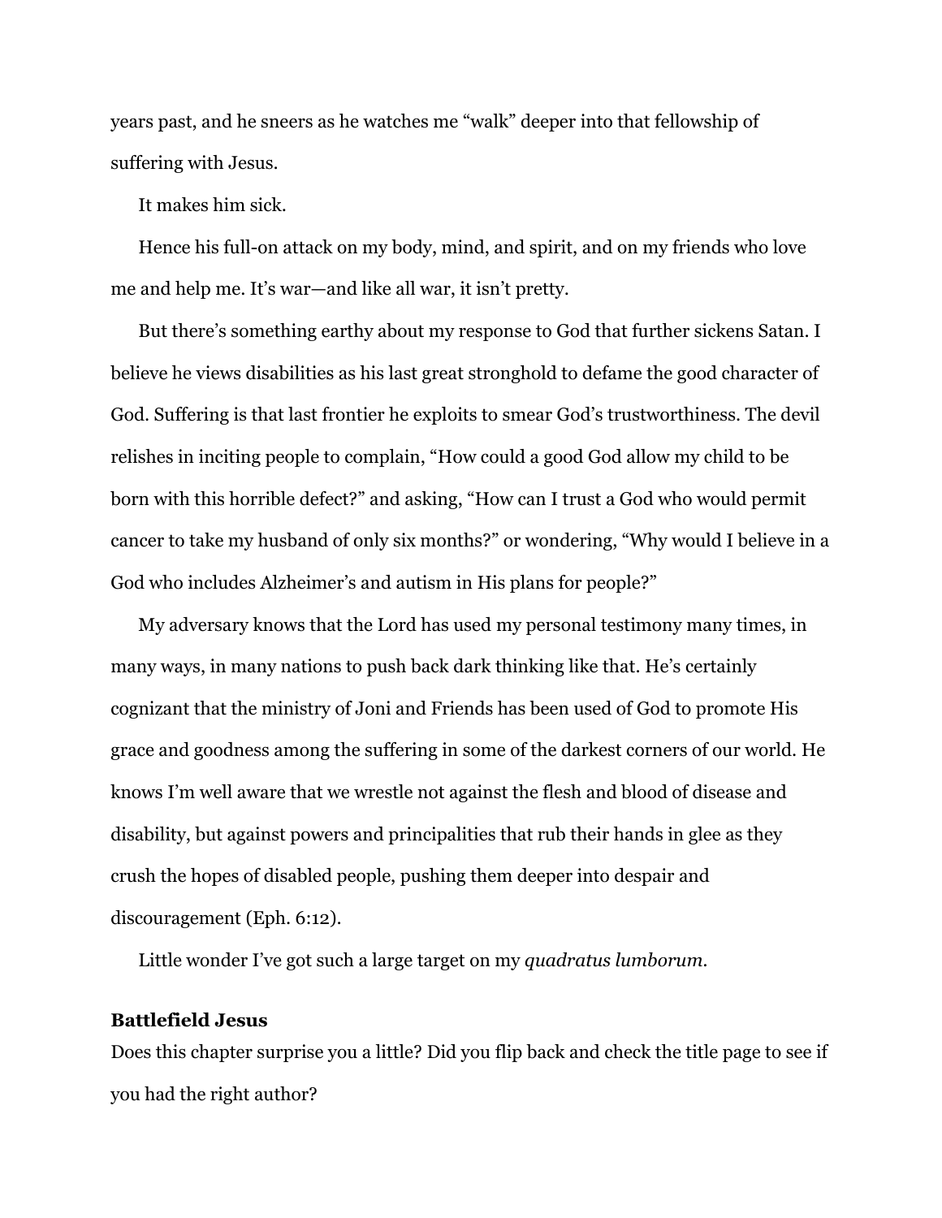years past, and he sneers as he watches me "walk" deeper into that fellowship of suffering with Jesus.

It makes him sick.

Hence his full-on attack on my body, mind, and spirit, and on my friends who love me and help me. It's war—and like all war, it isn't pretty.

But there's something earthy about my response to God that further sickens Satan. I believe he views disabilities as his last great stronghold to defame the good character of God. Suffering is that last frontier he exploits to smear God's trustworthiness. The devil relishes in inciting people to complain, "How could a good God allow my child to be born with this horrible defect?" and asking, "How can I trust a God who would permit cancer to take my husband of only six months?" or wondering, "Why would I believe in a God who includes Alzheimer's and autism in His plans for people?"

My adversary knows that the Lord has used my personal testimony many times, in many ways, in many nations to push back dark thinking like that. He's certainly cognizant that the ministry of Joni and Friends has been used of God to promote His grace and goodness among the suffering in some of the darkest corners of our world. He knows I'm well aware that we wrestle not against the flesh and blood of disease and disability, but against powers and principalities that rub their hands in glee as they crush the hopes of disabled people, pushing them deeper into despair and discouragement (Eph. 6:12).

Little wonder I've got such a large target on my *quadratus lumborum.*

**Battlefield Jesus**

Does this chapter surprise you a little? Did you flip back and check the title page to see if you had the right author?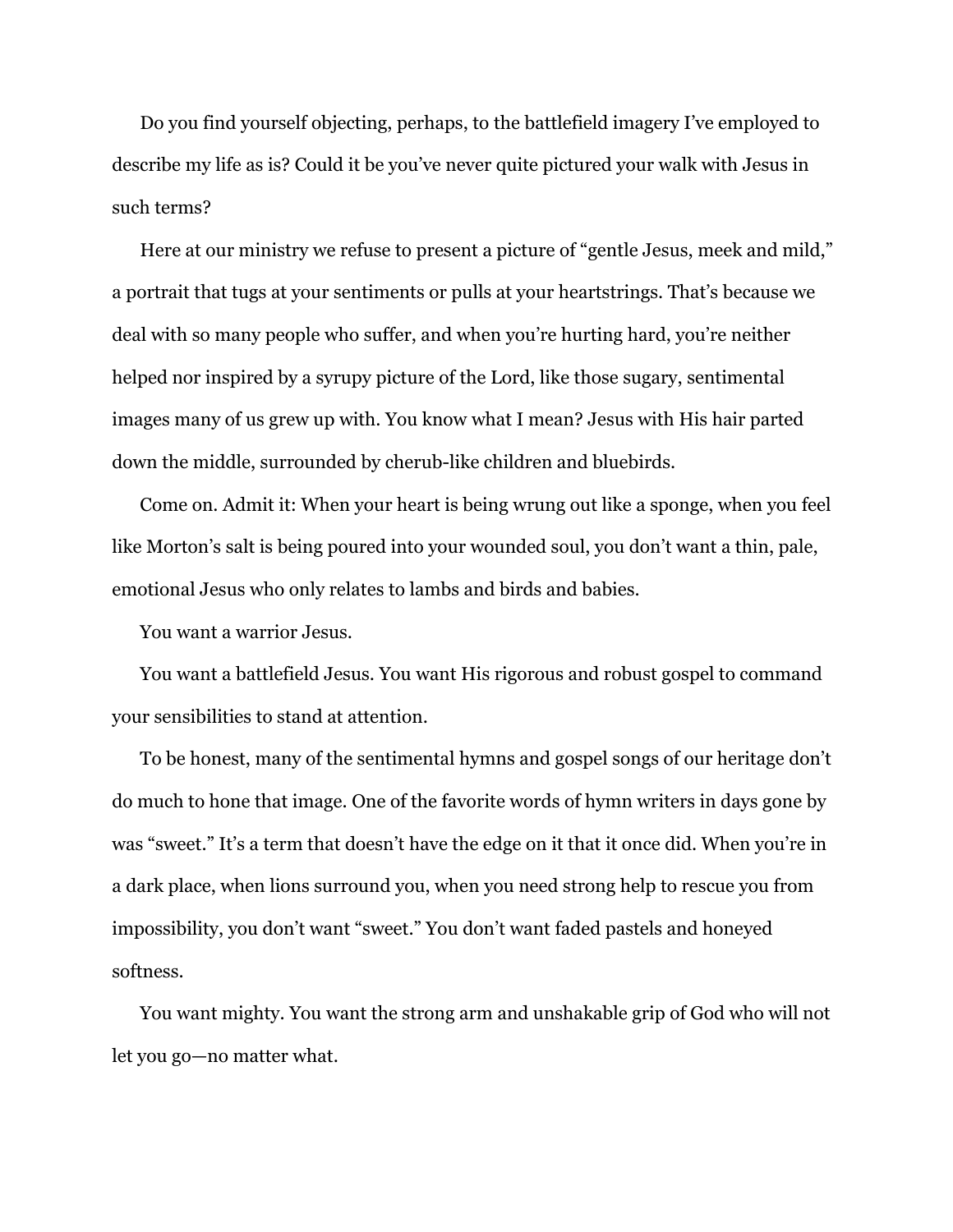Do you find yourself objecting, perhaps, to the battlefield imagery I've employed to describe my life as is? Could it be you've never quite pictured your walk with Jesus in such terms?

Here at our ministry we refuse to present a picture of "gentle Jesus, meek and mild," a portrait that tugs at your sentiments or pulls at your heartstrings. That's because we deal with so many people who suffer, and when you're hurting hard, you're neither helped nor inspired by a syrupy picture of the Lord, like those sugary, sentimental images many of us grew up with. You know what I mean? Jesus with His hair parted down the middle, surrounded by cherub-like children and bluebirds.

Come on. Admit it: When your heart is being wrung out like a sponge, when you feel like Morton's salt is being poured into your wounded soul, you don't want a thin, pale, emotional Jesus who only relates to lambs and birds and babies.

You want a warrior Jesus.

You want a battlefield Jesus. You want His rigorous and robust gospel to command your sensibilities to stand at attention.

To be honest, many of the sentimental hymns and gospel songs of our heritage don't do much to hone that image. One of the favorite words of hymn writers in days gone by was "sweet." It's a term that doesn't have the edge on it that it once did. When you're in a dark place, when lions surround you, when you need strong help to rescue you from impossibility, you don't want "sweet." You don't want faded pastels and honeyed softness.

You want mighty. You want the strong arm and unshakable grip of God who will not let you go—no matter what.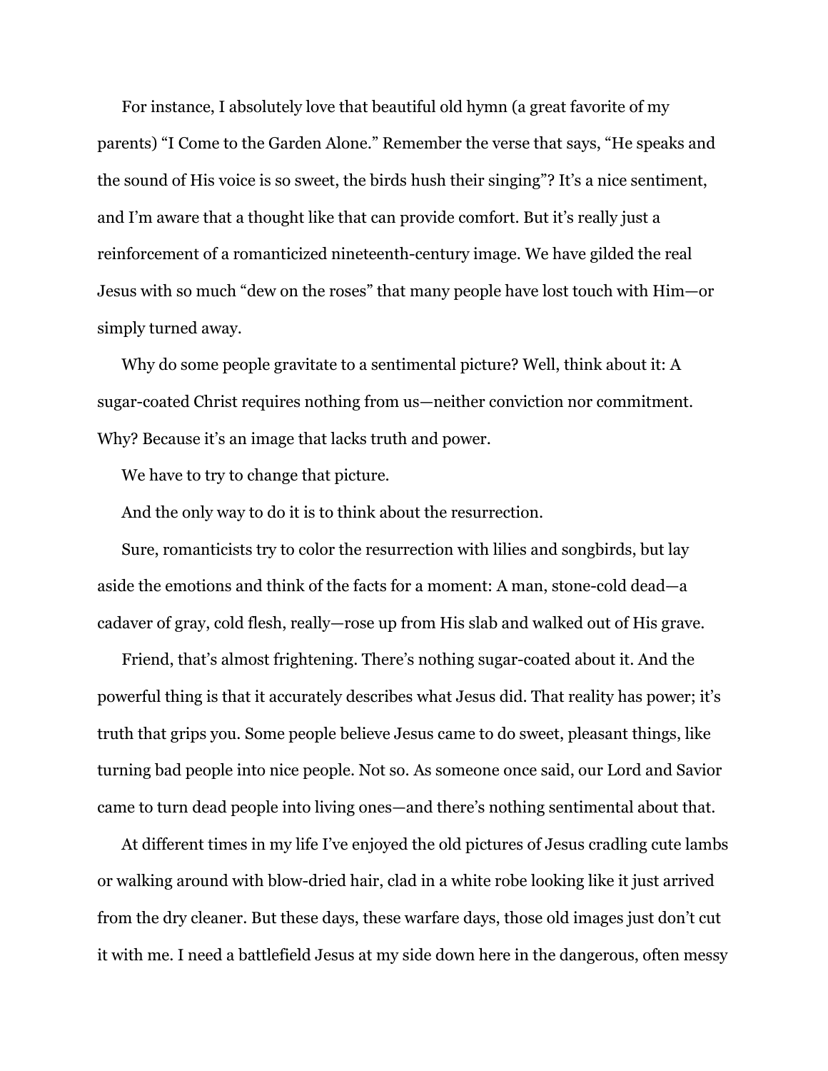For instance, I absolutely love that beautiful old hymn (a great favorite of my parents) “I Come to the Garden Alone.” Remember the verse that says, “He speaks and the sound of His voice is so sweet, the birds hush their singing”? It’s a nice sentiment, and I’m aware that a thought like that can provide comfort. But it’s really just a reinforcement of a romanticized nineteenth-century image. We have gilded the real Jesus with so much “dew on the roses” that many people have lost touch with Him—or simply turned away.

Why do some people gravitate to a sentimental picture? Well, think about it: A sugar-coated Christ requires nothing from us—neither conviction nor commitment. Why? Because it’s an image that lacks truth and power.

We have to try to change that picture.

And the only way to do it is to think about the resurrection.

Sure, romanticists try to color the resurrection with lilies and songbirds, but lay aside the emotions and think of the facts for a moment: A man, stone-cold dead—a cadaver of gray, cold flesh, really—rose up from His slab and walked out of His grave.

Friend, that’s almost frightening. There’s nothing sugar-coated about it. And the powerful thing is that it accurately describes what Jesus did. That reality has power; it’s truth that grips you. Some people believe Jesus came to do sweet, pleasant things, like turning bad people into nice people. Not so. As someone once said, our Lord and Savior came to turn dead people into living ones—and there’s nothing sentimental about that.

At different times in my life I’ve enjoyed the old pictures of Jesus cradling cute lambs or walking around with blow-dried hair, clad in a white robe looking like it just arrived from the dry cleaner. But these days, these warfare days, those old images just don’t cut it with me. I need a battlefield Jesus at my side down here in the dangerous, often messy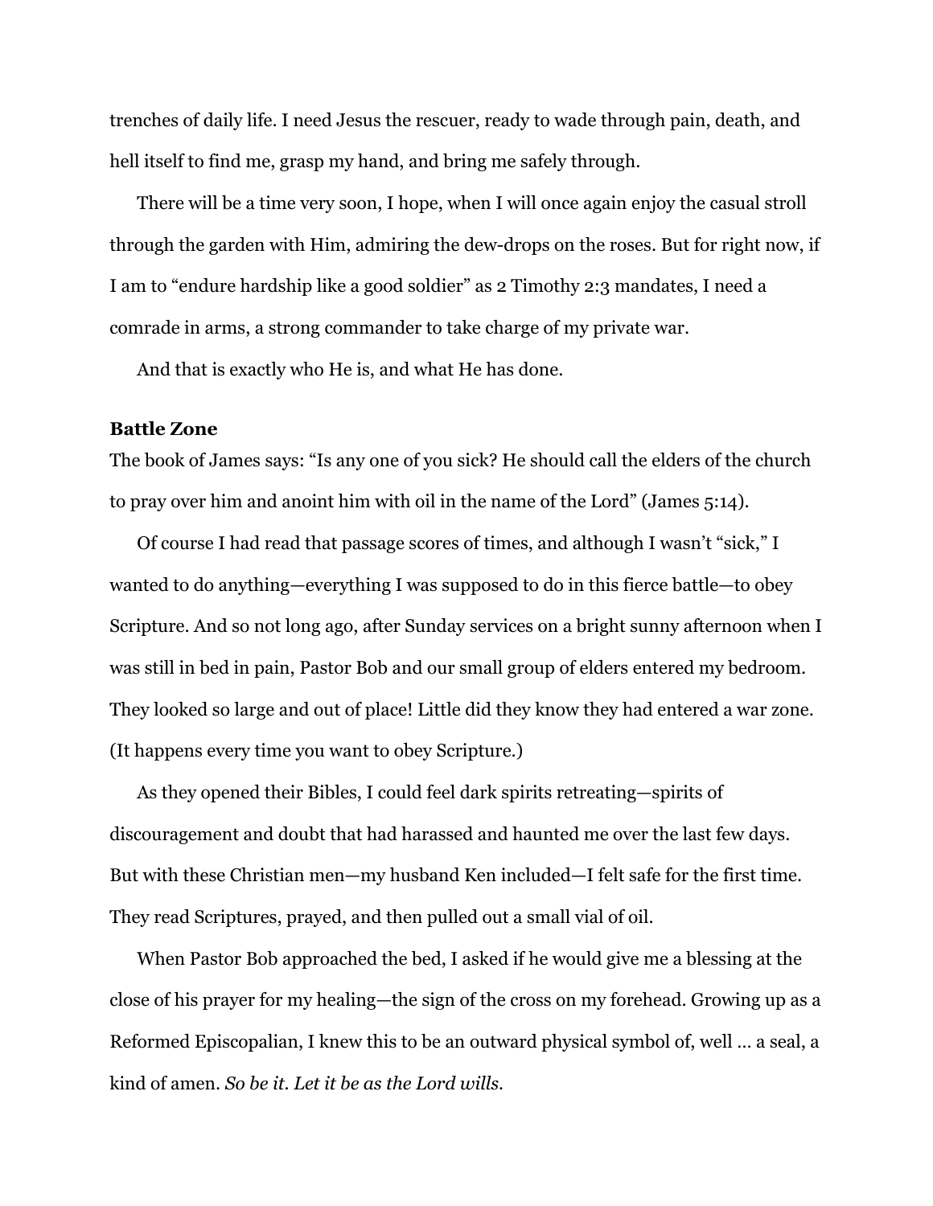trenches of daily life. I need Jesus the rescuer, ready to wade through pain, death, and hell itself to find me, grasp my hand, and bring me safely through.

There will be a time very soon, I hope, when I will once again enjoy the casual stroll through the garden with Him, admiring the dew-drops on the roses. But for right now, if I am to "endure hardship like a good soldier" as 2 Timothy 2:3 mandates, I need a comrade in arms, a strong commander to take charge of my private war.

And that is exactly who He is, and what He has done.

**Battle Zone**

The book of James says: "Is any one of you sick? He should call the elders of the church to pray over him and anoint him with oil in the name of the Lord" (James 5:14).

Of course I had read that passage scores of times, and although I wasn't "sick," I wanted to do anything—everything I was supposed to do in this fierce battle—to obey Scripture. And so not long ago, after Sunday services on a bright sunny afternoon when I was still in bed in pain, Pastor Bob and our small group of elders entered my bedroom. They looked so large and out of place! Little did they know they had entered a war zone. (It happens every time you want to obey Scripture.)

As they opened their Bibles, I could feel dark spirits retreating—spirits of discouragement and doubt that had harassed and haunted me over the last few days. But with these Christian men—my husband Ken included—I felt safe for the first time. They read Scriptures, prayed, and then pulled out a small vial of oil.

When Pastor Bob approached the bed, I asked if he would give me a blessing at the close of his prayer for my healing—the sign of the cross on my forehead. Growing up as a Reformed Episcopalian, I knew this to be an outward physical symbol of, well … a seal, a kind of amen. *So be it. Let it be as the Lord wills.*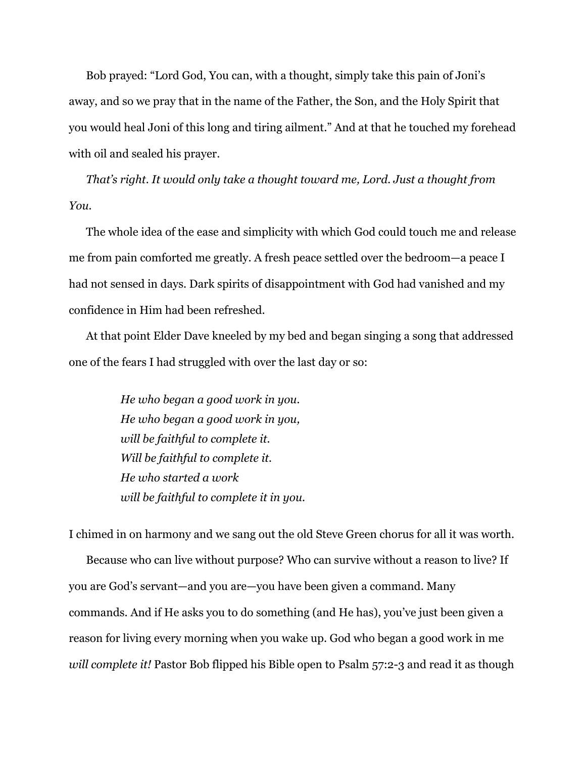Bob prayed: "Lord God, You can, with a thought, simply take this pain of Joni's away, and so we pray that in the name of the Father, the Son, and the Holy Spirit that you would heal Joni of this long and tiring ailment." And at that he touched my forehead with oil and sealed his prayer.

*That's right. It would only take a thought toward me, Lord. Just a thought from You.*

The whole idea of the ease and simplicity with which God could touch me and release me from pain comforted me greatly. A fresh peace settled over the bedroom—a peace I had not sensed in days. Dark spirits of disappointment with God had vanished and my confidence in Him had been refreshed.

At that point Elder Dave kneeled by my bed and began singing a song that addressed one of the fears I had struggled with over the last day or so:

> *He who began a good work in you.*
> *He who began a good work in you,*
> *will be faithful to complete it.*
> *Will be faithful to complete it.*
> *He who started a work*
> *will be faithful to complete it in you.*

I chimed in on harmony and we sang out the old Steve Green chorus for all it was worth.

Because who can live without purpose? Who can survive without a reason to live? If you are God's servant—and you are—you have been given a command. Many commands. And if He asks you to do something (and He has), you've just been given a reason for living every morning when you wake up. God who began a good work in me *will complete it!* Pastor Bob flipped his Bible open to Psalm 57:2-3 and read it as though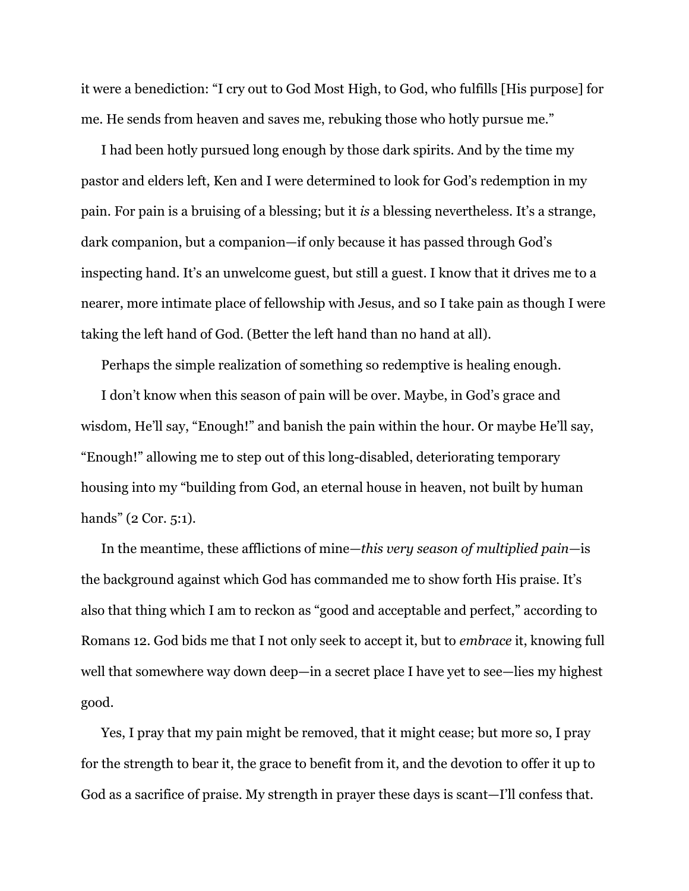it were a benediction: “I cry out to God Most High, to God, who fulfills [His purpose] for me. He sends from heaven and saves me, rebuking those who hotly pursue me.”

I had been hotly pursued long enough by those dark spirits. And by the time my pastor and elders left, Ken and I were determined to look for God’s redemption in my pain. For pain is a bruising of a blessing; but it *is* a blessing nevertheless. It’s a strange, dark companion, but a companion—if only because it has passed through God’s inspecting hand. It’s an unwelcome guest, but still a guest. I know that it drives me to a nearer, more intimate place of fellowship with Jesus, and so I take pain as though I were taking the left hand of God. (Better the left hand than no hand at all).

Perhaps the simple realization of something so redemptive is healing enough.

I don’t know when this season of pain will be over. Maybe, in God’s grace and wisdom, He’ll say, “Enough!” and banish the pain within the hour. Or maybe He’ll say, “Enough!” allowing me to step out of this long-disabled, deteriorating temporary housing into my “building from God, an eternal house in heaven, not built by human hands” (2 Cor. 5:1).

In the meantime, these afflictions of mine—*this very season of multiplied pain*—is the background against which God has commanded me to show forth His praise. It’s also that thing which I am to reckon as “good and acceptable and perfect,” according to Romans 12. God bids me that I not only seek to accept it, but to *embrace* it, knowing full well that somewhere way down deep—in a secret place I have yet to see—lies my highest good.

Yes, I pray that my pain might be removed, that it might cease; but more so, I pray for the strength to bear it, the grace to benefit from it, and the devotion to offer it up to God as a sacrifice of praise. My strength in prayer these days is scant—I’ll confess that.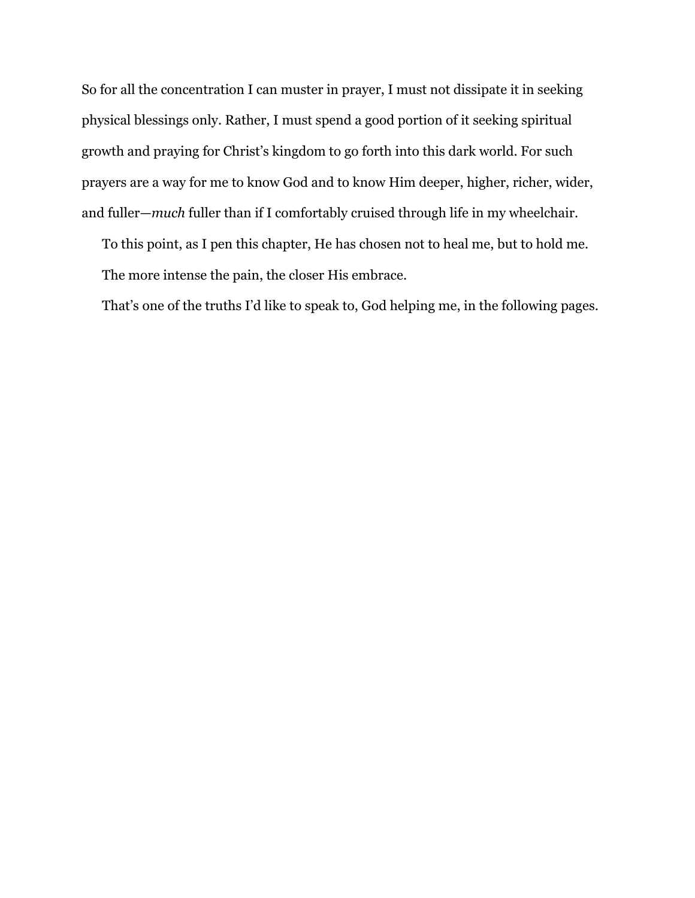So for all the concentration I can muster in prayer, I must not dissipate it in seeking physical blessings only. Rather, I must spend a good portion of it seeking spiritual growth and praying for Christ's kingdom to go forth into this dark world. For such prayers are a way for me to know God and to know Him deeper, higher, richer, wider, and fuller—*much* fuller than if I comfortably cruised through life in my wheelchair.

To this point, as I pen this chapter, He has chosen not to heal me, but to hold me.

The more intense the pain, the closer His embrace.

That's one of the truths I'd like to speak to, God helping me, in the following pages.